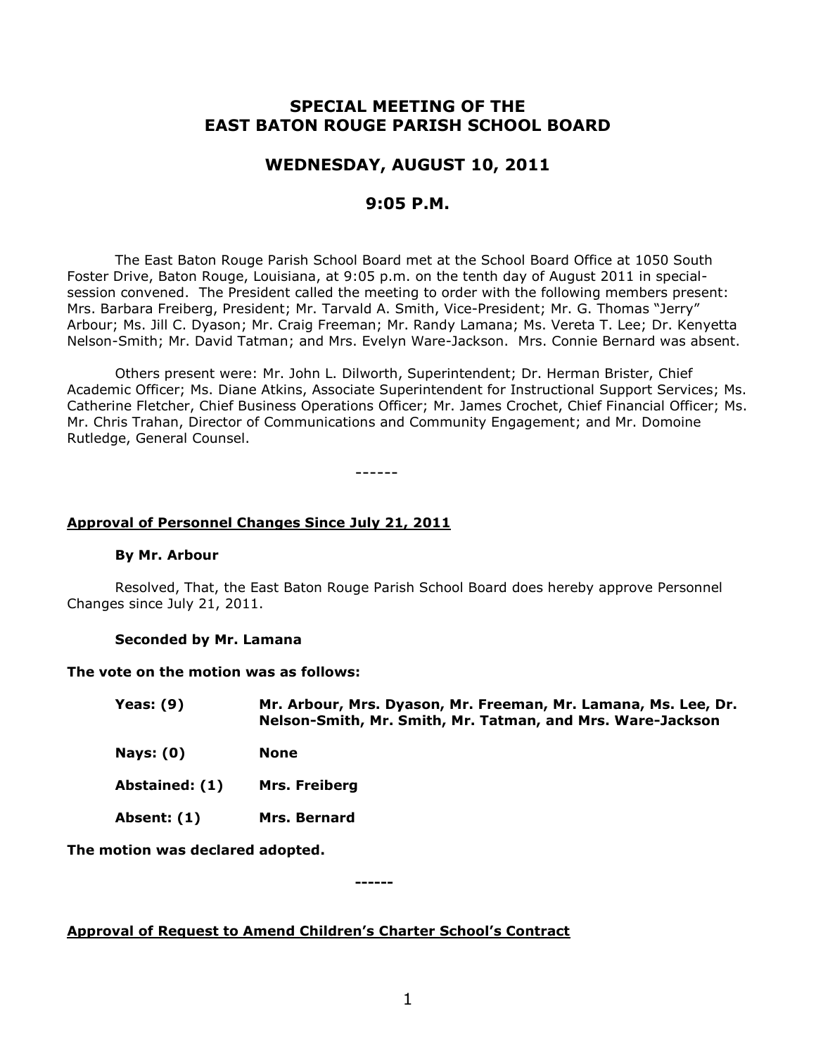# SPECIAL MEETING OF THE EAST BATON ROUGE PARISH SCHOOL BOARD

## WEDNESDAY, AUGUST 10, 2011

## 9:05 P.M.

The East Baton Rouge Parish School Board met at the School Board Office at 1050 South Foster Drive, Baton Rouge, Louisiana, at 9:05 p.m. on the tenth day of August 2011 in special-session convened. The President called the meeting to order with the following members present: Mrs. Barbara Freiberg, President; Mr. Tarvald A. Smith, Vice-President; Mr. G. Thomas "Jerry" Arbour; Ms. Jill C. Dyason; Mr. Craig Freeman; Mr. Randy Lamana; Ms. Vereta T. Lee; Dr. Kenyetta Nelson-Smith; Mr. David Tatman; and Mrs. Evelyn Ware-Jackson. Mrs. Connie Bernard was absent.

Others present were: Mr. John L. Dilworth, Superintendent; Dr. Herman Brister, Chief Academic Officer; Ms. Diane Atkins, Associate Superintendent for Instructional Support Services; Ms. Catherine Fletcher, Chief Business Operations Officer; Mr. James Crochet, Chief Financial Officer; Ms. Mr. Chris Trahan, Director of Communications and Community Engagement; and Mr. Domoine Rutledge, General Counsel.

------

**Approval of Personnel Changes Since July 21, 2011**

**By Mr. Arbour**

Resolved, That, the East Baton Rouge Parish School Board does hereby approve Personnel Changes since July 21, 2011.

**Seconded by Mr. Lamana**

**The vote on the motion was as follows:**

**Yeas: (9)** **Mr. Arbour, Mrs. Dyason, Mr. Freeman, Mr. Lamana, Ms. Lee, Dr. Nelson-Smith, Mr. Smith, Mr. Tatman, and Mrs. Ware-Jackson**

**Nays: (0)** **None**

**Abstained: (1)** **Mrs. Freiberg**

**Absent: (1)** **Mrs. Bernard**

**The motion was declared adopted.**

------

**Approval of Request to Amend Children's Charter School's Contract**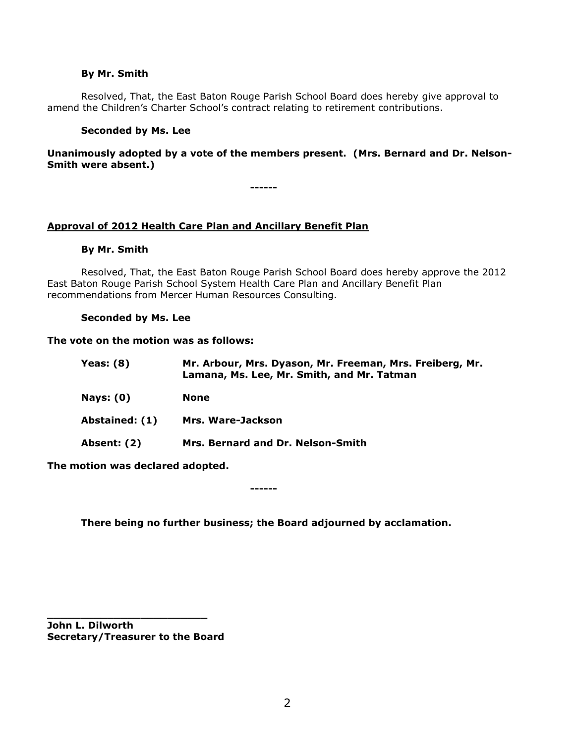**By Mr. Smith**

Resolved, That, the East Baton Rouge Parish School Board does hereby give approval to amend the Children's Charter School's contract relating to retirement contributions.

**Seconded by Ms. Lee**

**Unanimously adopted by a vote of the members present. (Mrs. Bernard and Dr. Nelson-Smith were absent.)**

**------**

**Approval of 2012 Health Care Plan and Ancillary Benefit Plan**

**By Mr. Smith**

Resolved, That, the East Baton Rouge Parish School Board does hereby approve the 2012 East Baton Rouge Parish School System Health Care Plan and Ancillary Benefit Plan recommendations from Mercer Human Resources Consulting.

**Seconded by Ms. Lee**

**The vote on the motion was as follows:**

| | |
|---|---|
| **Yeas: (8)** | **Mr. Arbour, Mrs. Dyason, Mr. Freeman, Mrs. Freiberg, Mr. Lamana, Ms. Lee, Mr. Smith, and Mr. Tatman** |
| **Nays: (0)** | **None** |
| **Abstained: (1)** | **Mrs. Ware-Jackson** |
| **Absent: (2)** | **Mrs. Bernard and Dr. Nelson-Smith** |

**The motion was declared adopted.**

**------**

**There being no further business; the Board adjourned by acclamation.**

**_________________________**
**John L. Dilworth**
**Secretary/Treasurer to the Board**